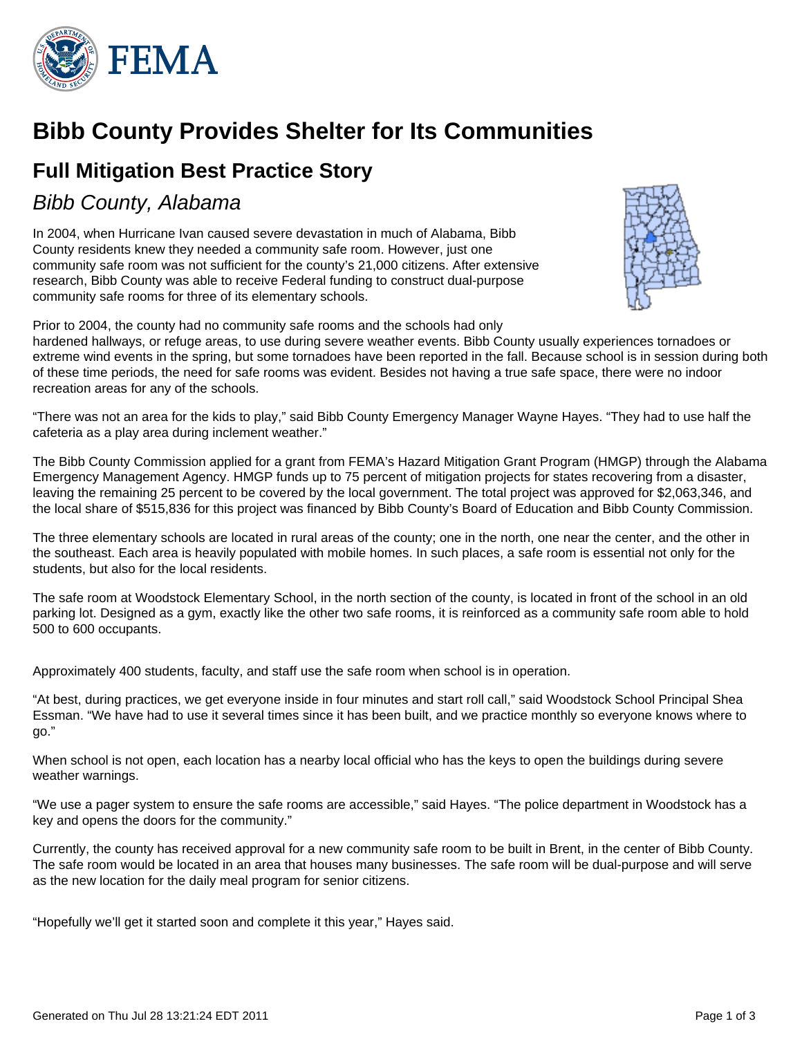# Bibb County Provides Shelter for Its Communities

## Full Mitigation Best Practice Story

### *Bibb County, Alabama*

In 2004, when Hurricane Ivan caused severe devastation in much of Alabama, Bibb County residents knew they needed a community safe room. However, just one community safe room was not sufficient for the county's 21,000 citizens. After extensive research, Bibb County was able to receive Federal funding to construct dual-purpose community safe rooms for three of its elementary schools.

Prior to 2004, the county had no community safe rooms and the schools had only hardened hallways, or refuge areas, to use during severe weather events. Bibb County usually experiences tornadoes or extreme wind events in the spring, but some tornadoes have been reported in the fall. Because school is in session during both of these time periods, the need for safe rooms was evident. Besides not having a true safe space, there were no indoor recreation areas for any of the schools.

"There was not an area for the kids to play," said Bibb County Emergency Manager Wayne Hayes. "They had to use half the cafeteria as a play area during inclement weather."

The Bibb County Commission applied for a grant from FEMA's Hazard Mitigation Grant Program (HMGP) through the Alabama Emergency Management Agency. HMGP funds up to 75 percent of mitigation projects for states recovering from a disaster, leaving the remaining 25 percent to be covered by the local government. The total project was approved for $2,063,346, and the local share of $515,836 for this project was financed by Bibb County's Board of Education and Bibb County Commission.

The three elementary schools are located in rural areas of the county; one in the north, one near the center, and the other in the southeast. Each area is heavily populated with mobile homes. In such places, a safe room is essential not only for the students, but also for the local residents.

The safe room at Woodstock Elementary School, in the north section of the county, is located in front of the school in an old parking lot. Designed as a gym, exactly like the other two safe rooms, it is reinforced as a community safe room able to hold 500 to 600 occupants.

Approximately 400 students, faculty, and staff use the safe room when school is in operation.

"At best, during practices, we get everyone inside in four minutes and start roll call," said Woodstock School Principal Shea Essman. "We have had to use it several times since it has been built, and we practice monthly so everyone knows where to go."

When school is not open, each location has a nearby local official who has the keys to open the buildings during severe weather warnings.

"We use a pager system to ensure the safe rooms are accessible," said Hayes. "The police department in Woodstock has a key and opens the doors for the community."

Currently, the county has received approval for a new community safe room to be built in Brent, in the center of Bibb County. The safe room would be located in an area that houses many businesses. The safe room will be dual-purpose and will serve as the new location for the daily meal program for senior citizens.

"Hopefully we'll get it started soon and complete it this year," Hayes said.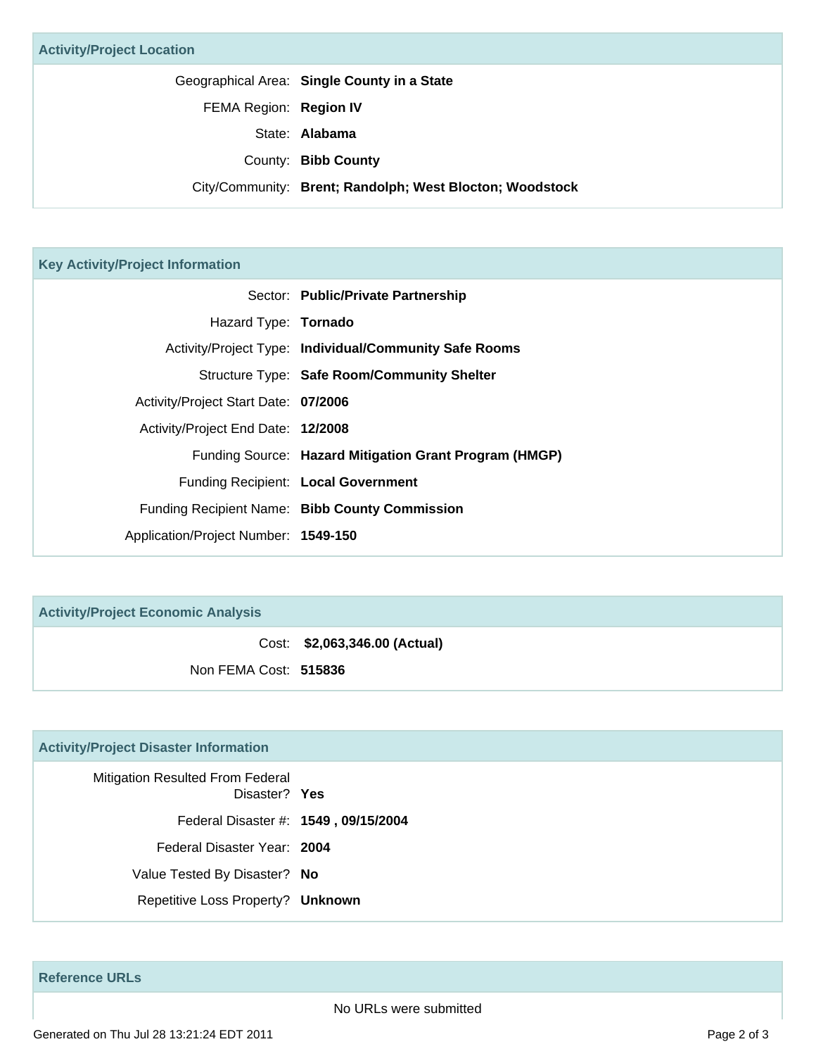## Activity/Project Location

| | |
|---|---|
| Geographical Area: | **Single County in a State** |
| FEMA Region: | **Region IV** |
| State: | **Alabama** |
| County: | **Bibb County** |
| City/Community: | **Brent; Randolph; West Blocton; Woodstock** |

## Key Activity/Project Information

| | |
|---|---|
| Sector: | **Public/Private Partnership** |
| Hazard Type: | **Tornado** |
| Activity/Project Type: | **Individual/Community Safe Rooms** |
| Structure Type: | **Safe Room/Community Shelter** |
| Activity/Project Start Date: | **07/2006** |
| Activity/Project End Date: | **12/2008** |
| Funding Source: | **Hazard Mitigation Grant Program (HMGP)** |
| Funding Recipient: | **Local Government** |
| Funding Recipient Name: | **Bibb County Commission** |
| Application/Project Number: | **1549-150** |

## Activity/Project Economic Analysis

| | |
|---|---|
| Cost: | **$2,063,346.00 (Actual)** |
| Non FEMA Cost: | **515836** |

## Activity/Project Disaster Information

| | |
|---|---|
| Mitigation Resulted From Federal Disaster? | **Yes** |
| Federal Disaster #: | **1549 , 09/15/2004** |
| Federal Disaster Year: | **2004** |
| Value Tested By Disaster? | **No** |
| Repetitive Loss Property? | **Unknown** |

## Reference URLs

No URLs were submitted

Generated on Thu Jul 28 13:21:24 EDT 2011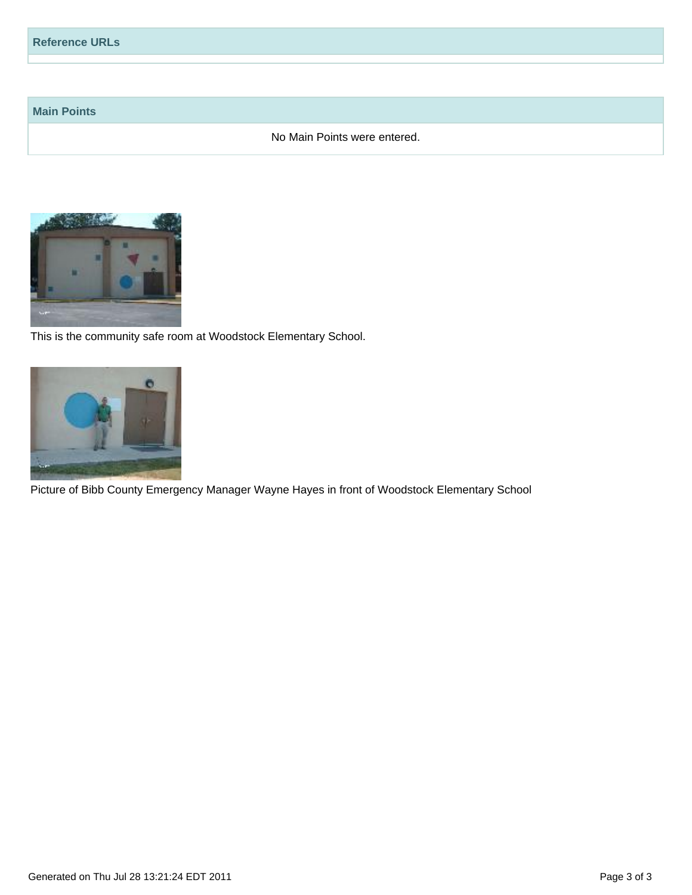## Reference URLs

## Main Points

No Main Points were entered.

This is the community safe room at Woodstock Elementary School.

Picture of Bibb County Emergency Manager Wayne Hayes in front of Woodstock Elementary School

Generated on Thu Jul 28 13:21:24 EDT 2011